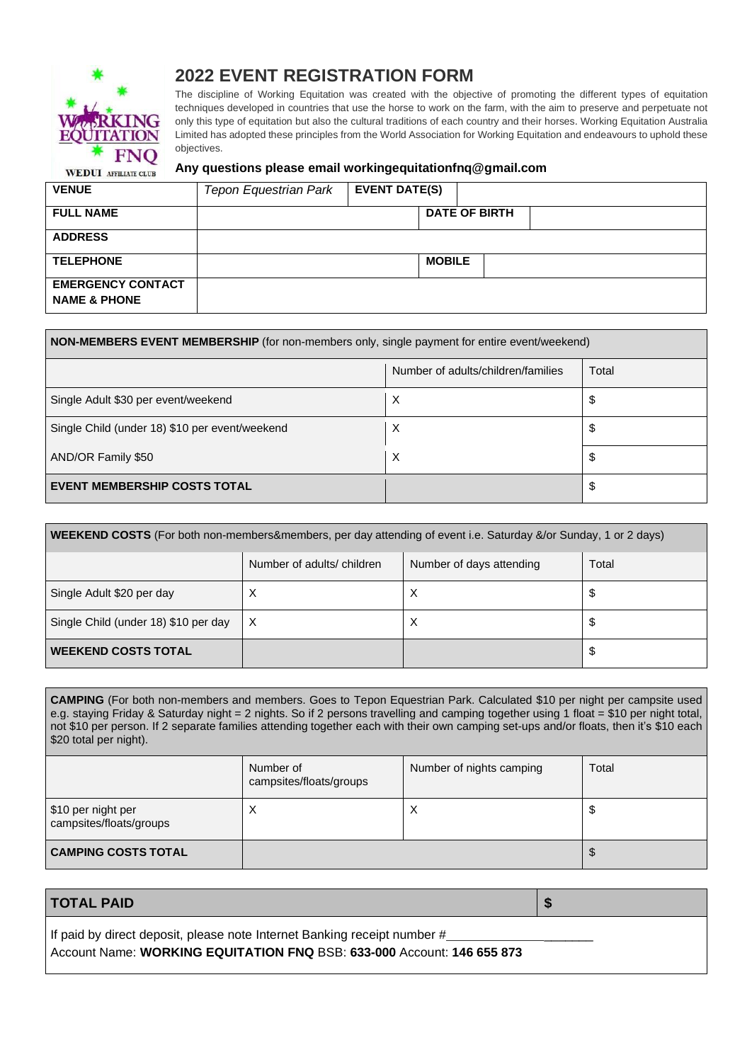# 2022 EVENT REGISTRATION FORM

The discipline of Working Equitation was created with the objective of promoting the different types of equitation techniques developed in countries that use the horse to work on the farm, with the aim to preserve and perpetuate not only this type of equitation but also the cultural traditions of each country and their horses. Working Equitation Australia Limited has adopted these principles from the World Association for Working Equitation and endeavours to uphold these objectives.

**Any questions please email workingequitationfnq@gmail.com**

| | | | |
|---|---|---|---|
| **VENUE** | *Tepon Equestrian Park* | **EVENT DATE(S)** | |
| **FULL NAME** | | **DATE OF BIRTH** | |
| **ADDRESS** | | | |
| **TELEPHONE** | | **MOBILE** | |
| **EMERGENCY CONTACT NAME & PHONE** | | | |

| **NON-MEMBERS EVENT MEMBERSHIP** (for non-members only, single payment for entire event/weekend) | | |
|---|---|---|
| | Number of adults/children/families | Total |
| Single Adult $30 per event/weekend | X | $ |
| Single Child (under 18) $10 per event/weekend | X | $ |
| AND/OR Family $50 | X | $ |
| **EVENT MEMBERSHIP COSTS TOTAL** | | $ |

| **WEEKEND COSTS** (For both non-members&members, per day attending of event i.e. Saturday &/or Sunday, 1 or 2 days) | | | |
|---|---|---|---|
| | Number of adults/ children | Number of days attending | Total |
| Single Adult $20 per day | X | X | $ |
| Single Child (under 18) $10 per day | X | X | $ |
| **WEEKEND COSTS TOTAL** | | | $ |

| **CAMPING** (For both non-members and members. Goes to Tepon Equestrian Park. Calculated $10 per night per campsite used e.g. staying Friday & Saturday night = 2 nights. So if 2 persons travelling and camping together using 1 float = $10 per night total, not $10 per person. If 2 separate families attending together each with their own camping set-ups and/or floats, then it's $10 each $20 total per night). | | | |
|---|---|---|---|
| | Number of campsites/floats/groups | Number of nights camping | Total |
| $10 per night per campsites/floats/groups | X | X | $ |
| **CAMPING COSTS TOTAL** | | | $ |

| **TOTAL PAID** | **$** |
|---|---|

If paid by direct deposit, please note Internet Banking receipt number #____________________

Account Name: **WORKING EQUITATION FNQ** BSB: **633-000** Account: **146 655 873**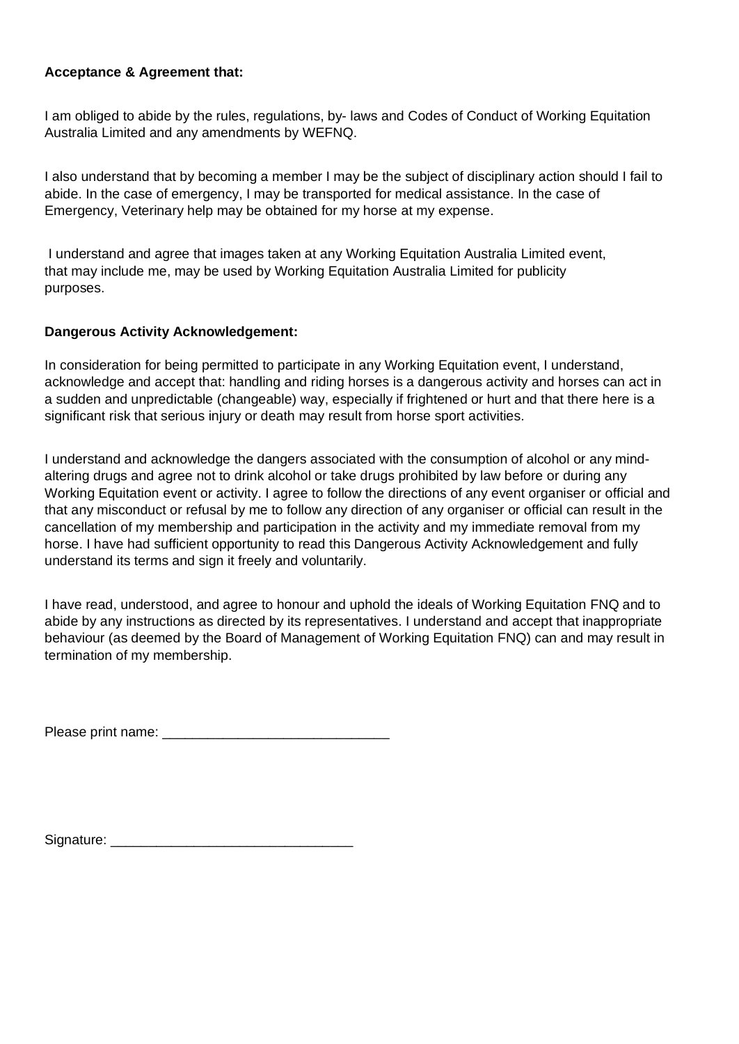**Acceptance & Agreement that:**

I am obliged to abide by the rules, regulations, by- laws and Codes of Conduct of Working Equitation Australia Limited and any amendments by WEFNQ.

I also understand that by becoming a member I may be the subject of disciplinary action should I fail to abide. In the case of emergency, I may be transported for medical assistance. In the case of Emergency, Veterinary help may be obtained for my horse at my expense.

I understand and agree that images taken at any Working Equitation Australia Limited event, that may include me, may be used by Working Equitation Australia Limited for publicity purposes.

**Dangerous Activity Acknowledgement:**

In consideration for being permitted to participate in any Working Equitation event, I understand, acknowledge and accept that: handling and riding horses is a dangerous activity and horses can act in a sudden and unpredictable (changeable) way, especially if frightened or hurt and that there here is a significant risk that serious injury or death may result from horse sport activities.

I understand and acknowledge the dangers associated with the consumption of alcohol or any mind-altering drugs and agree not to drink alcohol or take drugs prohibited by law before or during any Working Equitation event or activity. I agree to follow the directions of any event organiser or official and that any misconduct or refusal by me to follow any direction of any organiser or official can result in the cancellation of my membership and participation in the activity and my immediate removal from my horse. I have had sufficient opportunity to read this Dangerous Activity Acknowledgement and fully understand its terms and sign it freely and voluntarily.

I have read, understood, and agree to honour and uphold the ideals of Working Equitation FNQ and to abide by any instructions as directed by its representatives. I understand and accept that inappropriate behaviour (as deemed by the Board of Management of Working Equitation FNQ) can and may result in termination of my membership.

Please print name: ______________________________

Signature: ________________________________